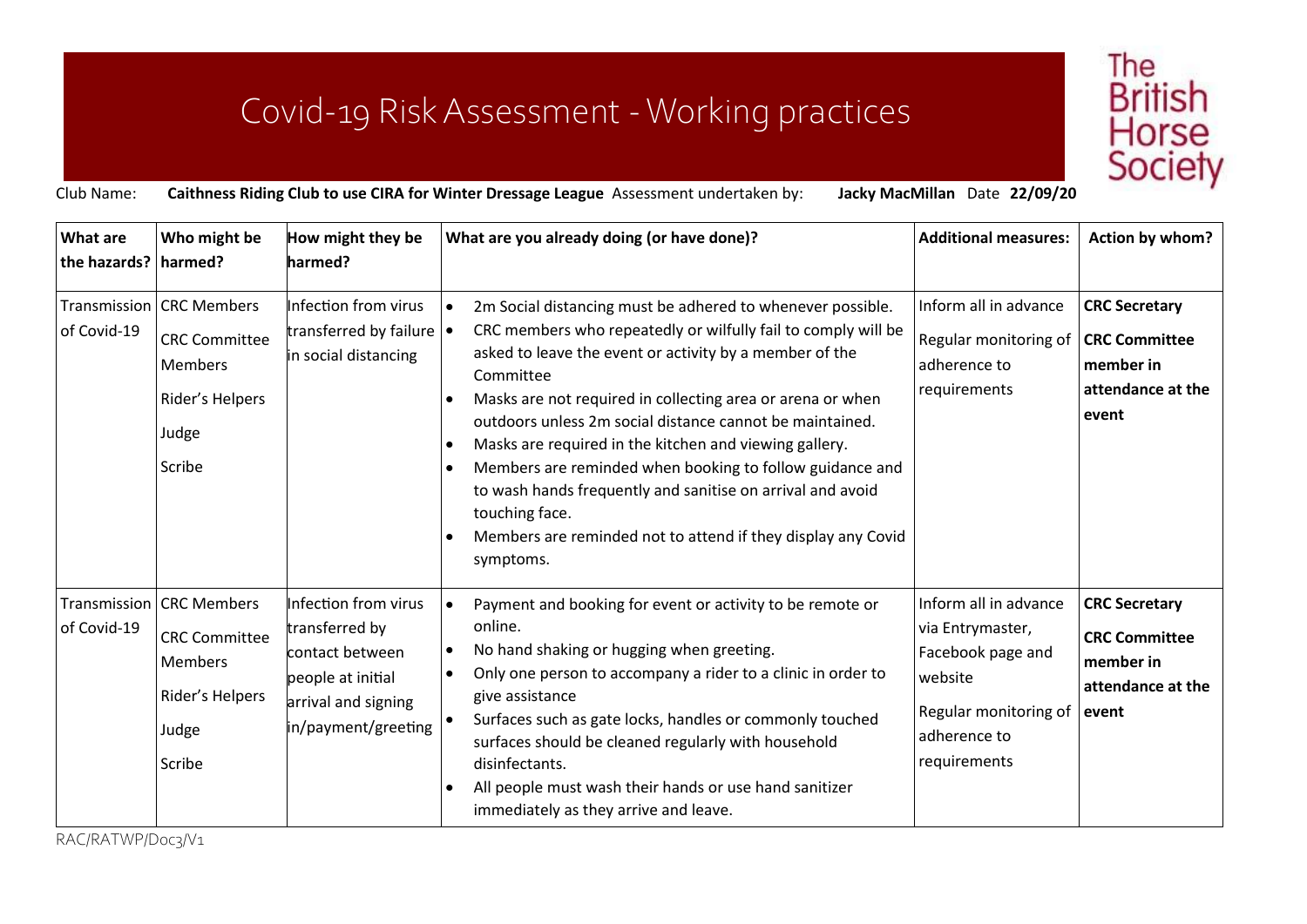# Covid-19 Risk Assessment - Working practices

The British Horse Society

Club Name: **Caithness Riding Club to use CIRA for Winter Dressage League** Assessment undertaken by: **Jacky MacMillan** Date **22/09/20**

| What are the hazards? | Who might be harmed? | How might they be harmed? | What are you already doing (or have done)? | Additional measures: | Action by whom? |
|---|---|---|---|---|---|
| Transmission of Covid-19 | CRC Members<br>CRC Committee Members<br>Rider's Helpers<br>Judge<br>Scribe | Infection from virus transferred by failure in social distancing | • 2m Social distancing must be adhered to whenever possible.<br>• CRC members who repeatedly or wilfully fail to comply will be asked to leave the event or activity by a member of the Committee<br>• Masks are not required in collecting area or arena or when outdoors unless 2m social distance cannot be maintained.<br>• Masks are required in the kitchen and viewing gallery.<br>• Members are reminded when booking to follow guidance and to wash hands frequently and sanitise on arrival and avoid touching face.<br>• Members are reminded not to attend if they display any Covid symptoms. | Inform all in advance<br>Regular monitoring of adherence to requirements | **CRC Secretary**<br>**CRC Committee member in attendance at the event** |
| Transmission of Covid-19 | CRC Members<br>CRC Committee Members<br>Rider's Helpers<br>Judge<br>Scribe | Infection from virus transferred by contact between people at initial arrival and signing in/payment/greeting | • Payment and booking for event or activity to be remote or online.<br>• No hand shaking or hugging when greeting.<br>• Only one person to accompany a rider to a clinic in order to give assistance<br>• Surfaces such as gate locks, handles or commonly touched surfaces should be cleaned regularly with household disinfectants.<br>• All people must wash their hands or use hand sanitizer immediately as they arrive and leave. | Inform all in advance via Entrymaster, Facebook page and website<br>Regular monitoring of adherence to requirements | **CRC Secretary**<br>**CRC Committee member in attendance at the event** |

RAC/RATWP/Doc3/V1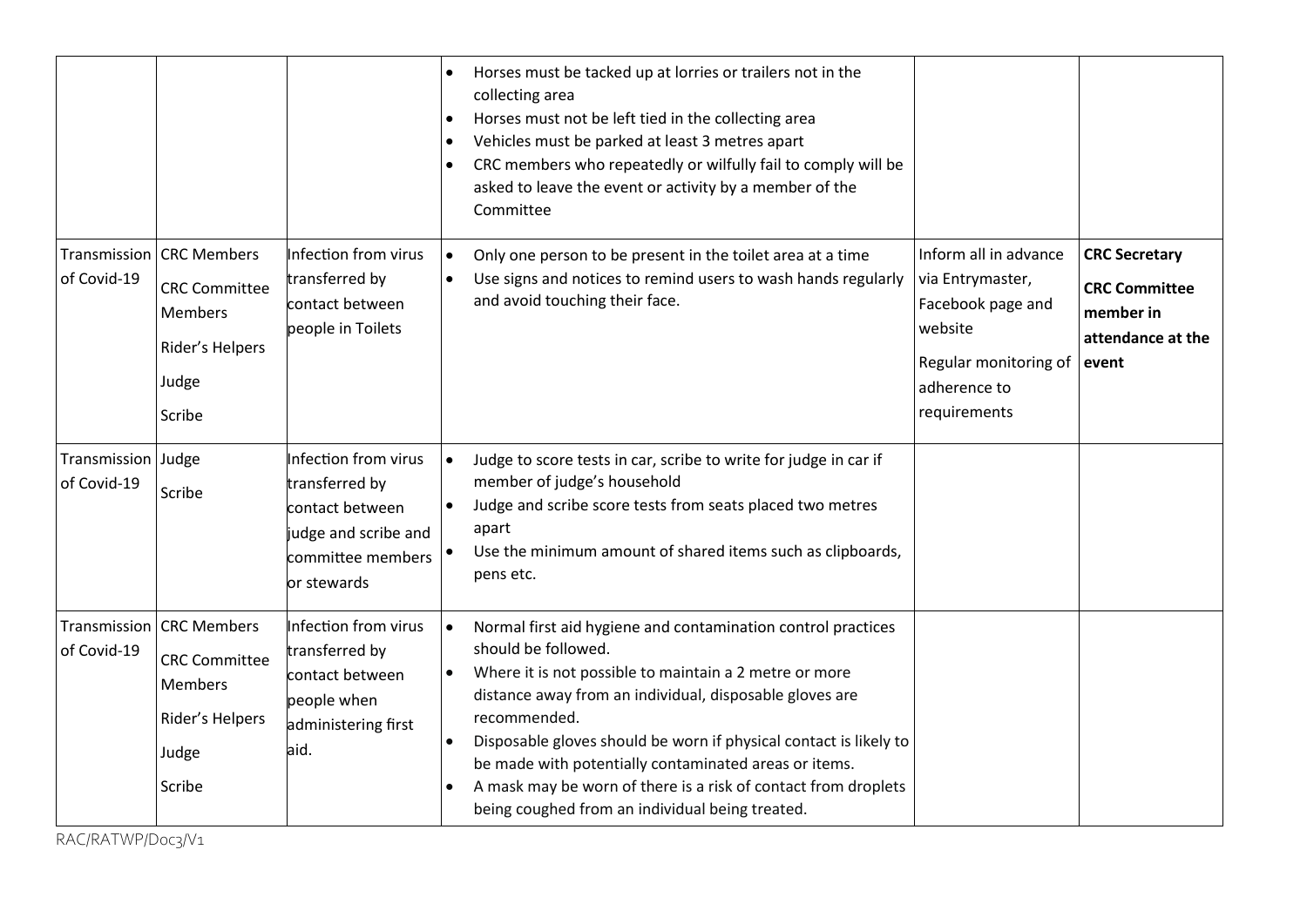| | | | | | |
|---|---|---|---|---|---|
| | | | • Horses must be tacked up at lorries or trailers not in the collecting area<br>• Horses must not be left tied in the collecting area<br>• Vehicles must be parked at least 3 metres apart<br>• CRC members who repeatedly or wilfully fail to comply will be asked to leave the event or activity by a member of the Committee | | |
| Transmission of Covid-19 | CRC Members<br>CRC Committee Members<br>Rider's Helpers<br>Judge<br>Scribe | Infection from virus transferred by contact between people in Toilets | • Only one person to be present in the toilet area at a time<br>• Use signs and notices to remind users to wash hands regularly and avoid touching their face. | Inform all in advance via Entrymaster, Facebook page and website<br>Regular monitoring of adherence to requirements | **CRC Secretary**<br>**CRC Committee member in attendance at the event** |
| Transmission of Covid-19 | Judge<br>Scribe | Infection from virus transferred by contact between judge and scribe and committee members or stewards | • Judge to score tests in car, scribe to write for judge in car if member of judge's household<br>• Judge and scribe score tests from seats placed two metres apart<br>• Use the minimum amount of shared items such as clipboards, pens etc. | | |
| Transmission of Covid-19 | CRC Members<br>CRC Committee Members<br>Rider's Helpers<br>Judge<br>Scribe | Infection from virus transferred by contact between people when administering first aid. | • Normal first aid hygiene and contamination control practices should be followed.<br>• Where it is not possible to maintain a 2 metre or more distance away from an individual, disposable gloves are recommended.<br>• Disposable gloves should be worn if physical contact is likely to be made with potentially contaminated areas or items.<br>• A mask may be worn of there is a risk of contact from droplets being coughed from an individual being treated. | | |

RAC/RATWP/Doc3/V1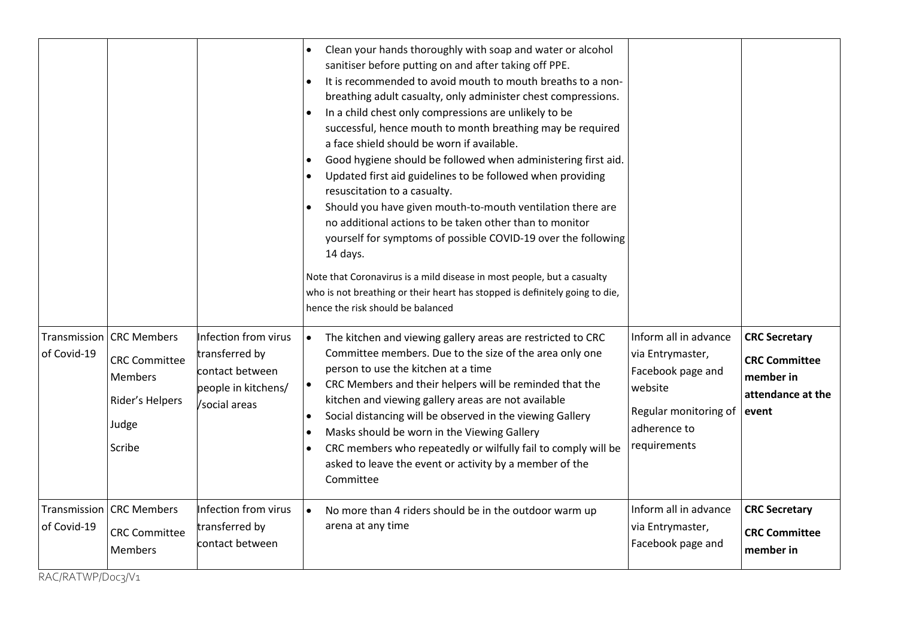| | | | | | |
|---|---|---|---|---|---|
| | | | • Clean your hands thoroughly with soap and water or alcohol sanitiser before putting on and after taking off PPE.<br>• It is recommended to avoid mouth to mouth breaths to a non-breathing adult casualty, only administer chest compressions.<br>• In a child chest only compressions are unlikely to be successful, hence mouth to month breathing may be required a face shield should be worn if available.<br>• Good hygiene should be followed when administering first aid.<br>• Updated first aid guidelines to be followed when providing resuscitation to a casualty.<br>• Should you have given mouth-to-mouth ventilation there are no additional actions to be taken other than to monitor yourself for symptoms of possible COVID-19 over the following 14 days.<br><br>Note that Coronavirus is a mild disease in most people, but a casualty who is not breathing or their heart has stopped is definitely going to die, hence the risk should be balanced | | |
| Transmission of Covid-19 | CRC Members<br>CRC Committee Members<br>Rider's Helpers<br>Judge<br>Scribe | Infection from virus transferred by contact between people in kitchens/ /social areas | • The kitchen and viewing gallery areas are restricted to CRC Committee members. Due to the size of the area only one person to use the kitchen at a time<br>• CRC Members and their helpers will be reminded that the kitchen and viewing gallery areas are not available<br>• Social distancing will be observed in the viewing Gallery<br>• Masks should be worn in the Viewing Gallery<br>• CRC members who repeatedly or wilfully fail to comply will be asked to leave the event or activity by a member of the Committee | Inform all in advance via Entrymaster, Facebook page and website<br>Regular monitoring of adherence to requirements | **CRC Secretary**<br>**CRC Committee member in attendance at the event** |
| Transmission of Covid-19 | CRC Members<br>CRC Committee Members | Infection from virus transferred by contact between | • No more than 4 riders should be in the outdoor warm up arena at any time | Inform all in advance via Entrymaster, Facebook page and | **CRC Secretary**<br>**CRC Committee member in** |

RAC/RATWP/Doc3/V1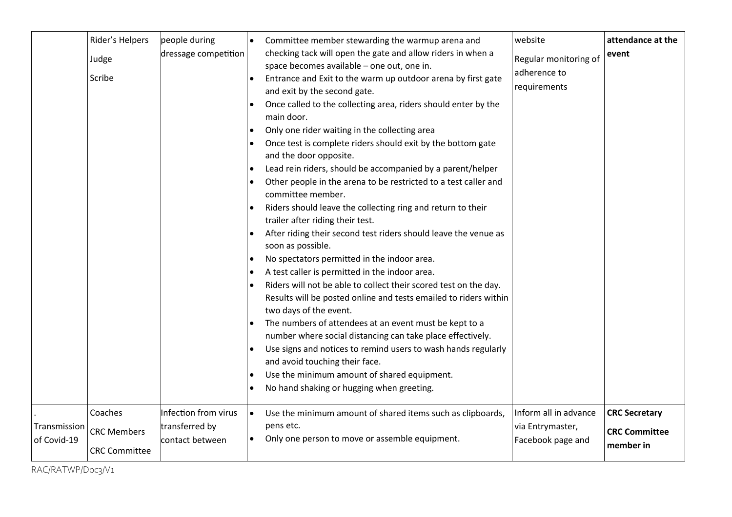| | | | | | |
|---|---|---|---|---|---|
| | Rider's Helpers<br>Judge<br>Scribe | people during dressage competition | • Committee member stewarding the warmup arena and checking tack will open the gate and allow riders in when a space becomes available – one out, one in.<br>• Entrance and Exit to the warm up outdoor arena by first gate and exit by the second gate.<br>• Once called to the collecting area, riders should enter by the main door.<br>• Only one rider waiting in the collecting area<br>• Once test is complete riders should exit by the bottom gate and the door opposite.<br>• Lead rein riders, should be accompanied by a parent/helper<br>• Other people in the arena to be restricted to a test caller and committee member.<br>• Riders should leave the collecting ring and return to their trailer after riding their test.<br>• After riding their second test riders should leave the venue as soon as possible.<br>• No spectators permitted in the indoor area.<br>• A test caller is permitted in the indoor area.<br>• Riders will not be able to collect their scored test on the day. Results will be posted online and tests emailed to riders within two days of the event.<br>• The numbers of attendees at an event must be kept to a number where social distancing can take place effectively.<br>• Use signs and notices to remind users to wash hands regularly and avoid touching their face.<br>• Use the minimum amount of shared equipment.<br>• No hand shaking or hugging when greeting. | website<br>Regular monitoring of adherence to requirements | **attendance at the event** |
| .<br>Transmission of Covid-19 | Coaches<br>CRC Members<br>CRC Committee | Infection from virus transferred by contact between | • Use the minimum amount of shared items such as clipboards, pens etc.<br>• Only one person to move or assemble equipment. | Inform all in advance via Entrymaster, Facebook page and | **CRC Secretary**<br>**CRC Committee member in** |

RAC/RATWP/Doc3/V1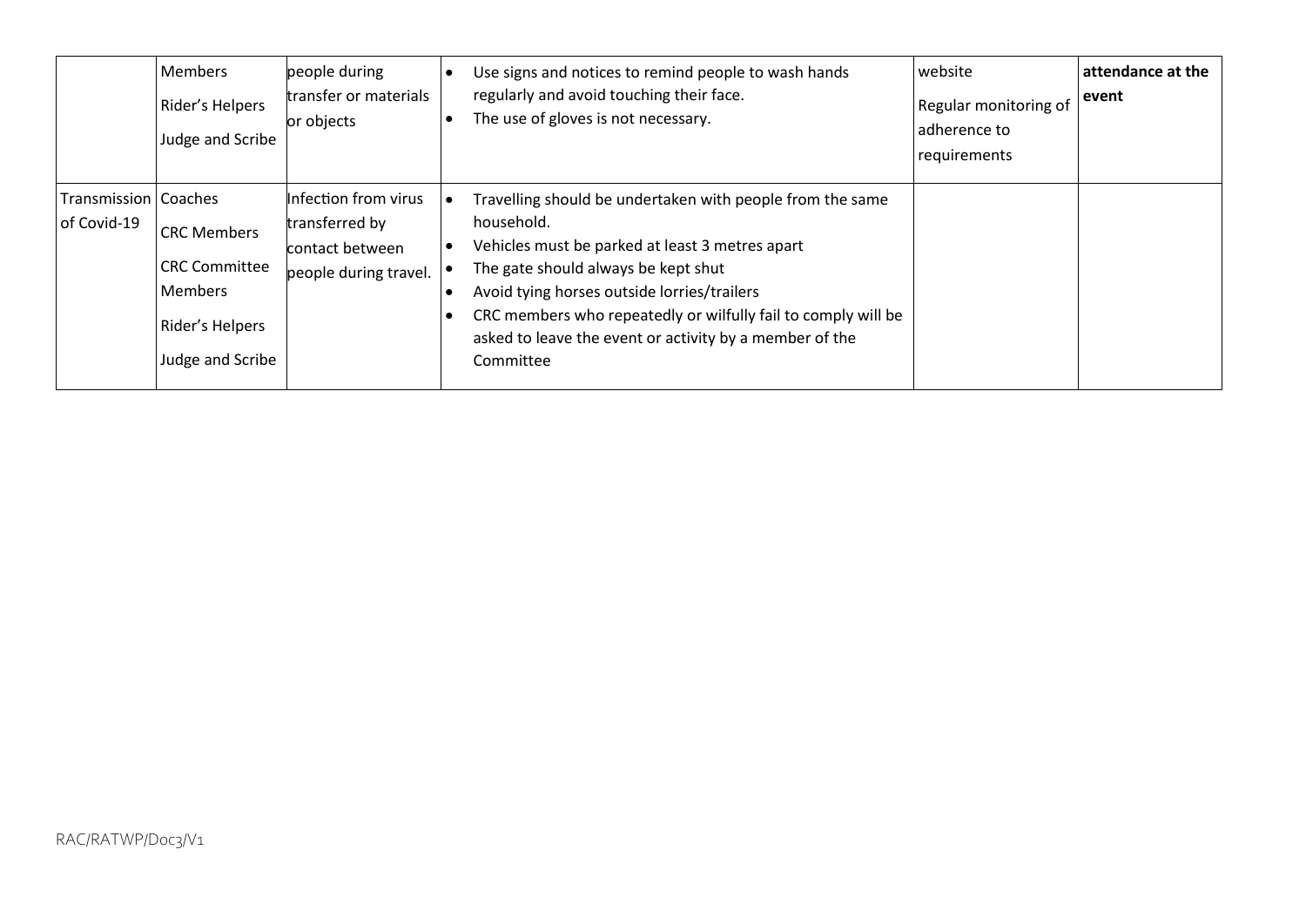| | | | | | |
|---|---|---|---|---|---|
| | Members<br>Rider's Helpers<br>Judge and Scribe | people during transfer or materials or objects | • Use signs and notices to remind people to wash hands regularly and avoid touching their face.<br>• The use of gloves is not necessary. | website<br>Regular monitoring of adherence to requirements | **attendance at the event** |
| Transmission of Covid-19 | Coaches<br>CRC Members<br>CRC Committee Members<br>Rider's Helpers<br>Judge and Scribe | Infection from virus transferred by contact between people during travel. | • Travelling should be undertaken with people from the same household.<br>• Vehicles must be parked at least 3 metres apart<br>• The gate should always be kept shut<br>• Avoid tying horses outside lorries/trailers<br>• CRC members who repeatedly or wilfully fail to comply will be asked to leave the event or activity by a member of the Committee | | |

RAC/RATWP/Doc3/V1